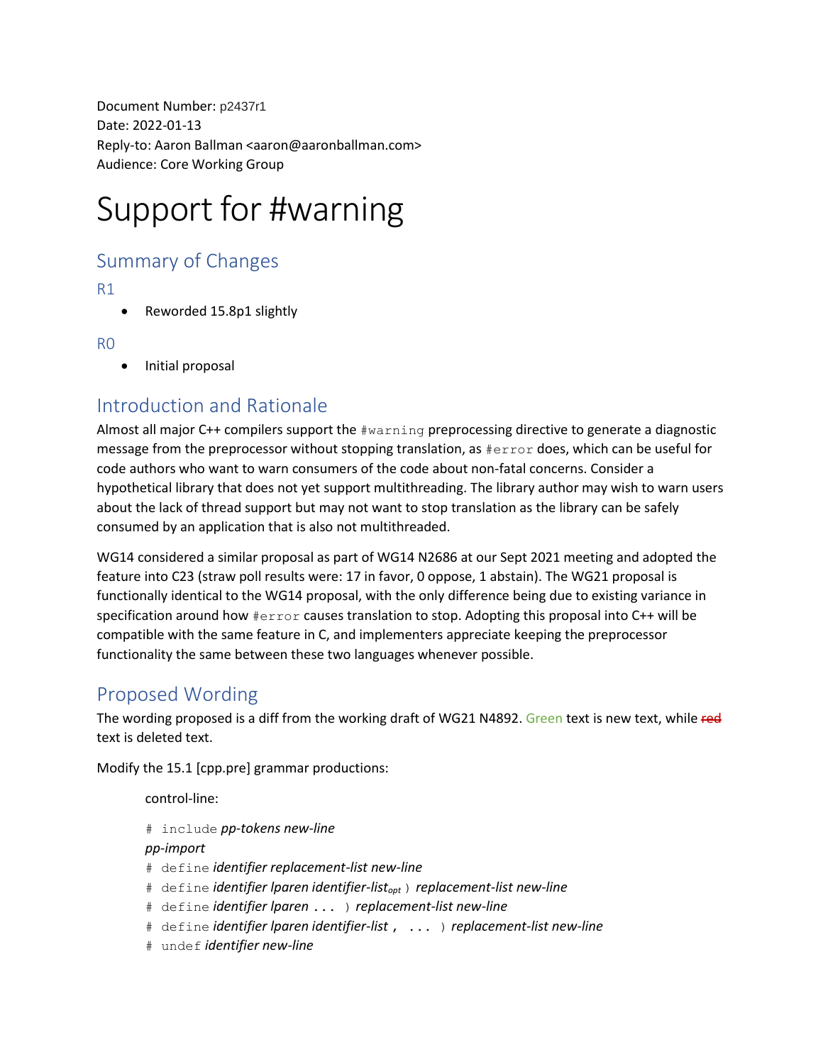Document Number: p2437r1
Date: 2022-01-13
Reply-to: Aaron Ballman <aaron@aaronballman.com>
Audience: Core Working Group

# Support for #warning

## Summary of Changes

### R1

- Reworded 15.8p1 slightly

### R0

- Initial proposal

## Introduction and Rationale

Almost all major C++ compilers support the `#warning` preprocessing directive to generate a diagnostic message from the preprocessor without stopping translation, as `#error` does, which can be useful for code authors who want to warn consumers of the code about non-fatal concerns. Consider a hypothetical library that does not yet support multithreading. The library author may wish to warn users about the lack of thread support but may not want to stop translation as the library can be safely consumed by an application that is also not multithreaded.

WG14 considered a similar proposal as part of WG14 N2686 at our Sept 2021 meeting and adopted the feature into C23 (straw poll results were: 17 in favor, 0 oppose, 1 abstain). The WG21 proposal is functionally identical to the WG14 proposal, with the only difference being due to existing variance in specification around how `#error` causes translation to stop. Adopting this proposal into C++ will be compatible with the same feature in C, and implementers appreciate keeping the preprocessor functionality the same between these two languages whenever possible.

## Proposed Wording

The wording proposed is a diff from the working draft of WG21 N4892. Green text is new text, while ~~red~~ text is deleted text.

Modify the 15.1 [cpp.pre] grammar productions:

> control-line:
>
> `#` `include` *pp-tokens new-line*
> *pp-import*
> `#` `define` *identifier replacement-list new-line*
> `#` `define` *identifier lparen identifier-list*$_{opt}$ `)` *replacement-list new-line*
> `#` `define` *identifier lparen* `...` `)` *replacement-list new-line*
> `#` `define` *identifier lparen identifier-list* `,` `...` `)` *replacement-list new-line*
> `#` `undef` *identifier new-line*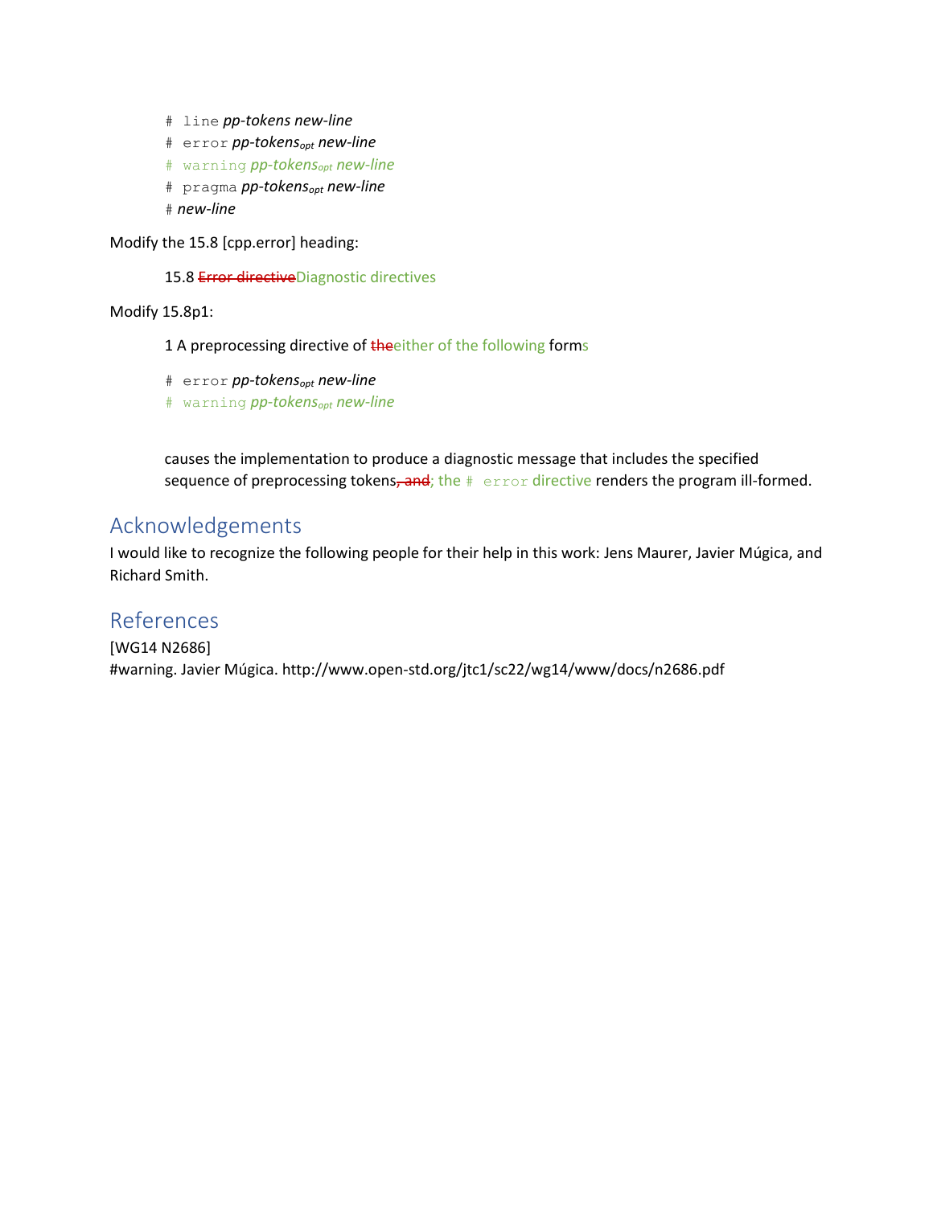# line *pp-tokens new-line*
# error *pp-tokens*$_{opt}$ *new-line*
# warning *pp-tokens*$_{opt}$ *new-line*
# pragma *pp-tokens*$_{opt}$ *new-line*
# *new-line*

Modify the 15.8 [cpp.error] heading:

15.8 ~~Error directive~~Diagnostic directives

Modify 15.8p1:

1 A preprocessing directive of ~~the~~either of the following forms

# error *pp-tokens*$_{opt}$ *new-line*
# warning *pp-tokens*$_{opt}$ *new-line*

causes the implementation to produce a diagnostic message that includes the specified sequence of preprocessing tokens~~, and~~; the # error directive renders the program ill-formed.

## Acknowledgements

I would like to recognize the following people for their help in this work: Jens Maurer, Javier Múgica, and Richard Smith.

## References

[WG14 N2686]
#warning. Javier Múgica. http://www.open-std.org/jtc1/sc22/wg14/www/docs/n2686.pdf